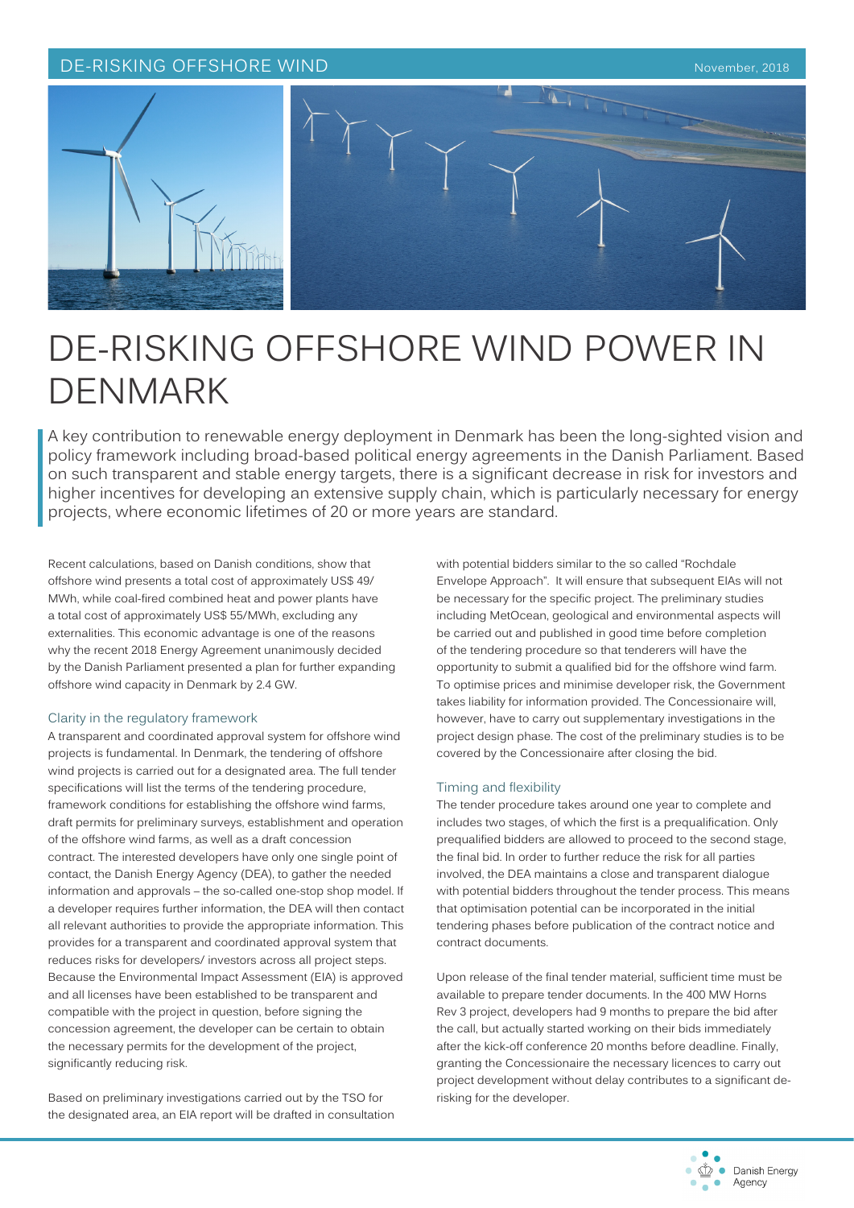# DE-RISKING OFFSHORE WIND POWER IN DENMARK

A key contribution to renewable energy deployment in Denmark has been the long-sighted vision and policy framework including broad-based political energy agreements in the Danish Parliament. Based on such transparent and stable energy targets, there is a significant decrease in risk for investors and higher incentives for developing an extensive supply chain, which is particularly necessary for energy projects, where economic lifetimes of 20 or more years are standard.

Recent calculations, based on Danish conditions, show that offshore wind presents a total cost of approximately US$ 49/MWh, while coal-fired combined heat and power plants have a total cost of approximately US$ 55/MWh, excluding any externalities. This economic advantage is one of the reasons why the recent 2018 Energy Agreement unanimously decided by the Danish Parliament presented a plan for further expanding offshore wind capacity in Denmark by 2.4 GW.

### Clarity in the regulatory framework

A transparent and coordinated approval system for offshore wind projects is fundamental. In Denmark, the tendering of offshore wind projects is carried out for a designated area. The full tender specifications will list the terms of the tendering procedure, framework conditions for establishing the offshore wind farms, draft permits for preliminary surveys, establishment and operation of the offshore wind farms, as well as a draft concession contract. The interested developers have only one single point of contact, the Danish Energy Agency (DEA), to gather the needed information and approvals – the so-called one-stop shop model. If a developer requires further information, the DEA will then contact all relevant authorities to provide the appropriate information. This provides for a transparent and coordinated approval system that reduces risks for developers/ investors across all project steps. Because the Environmental Impact Assessment (EIA) is approved and all licenses have been established to be transparent and compatible with the project in question, before signing the concession agreement, the developer can be certain to obtain the necessary permits for the development of the project, significantly reducing risk.

Based on preliminary investigations carried out by the TSO for the designated area, an EIA report will be drafted in consultation with potential bidders similar to the so called "Rochdale Envelope Approach". It will ensure that subsequent EIAs will not be necessary for the specific project. The preliminary studies including MetOcean, geological and environmental aspects will be carried out and published in good time before completion of the tendering procedure so that tenderers will have the opportunity to submit a qualified bid for the offshore wind farm. To optimise prices and minimise developer risk, the Government takes liability for information provided. The Concessionaire will, however, have to carry out supplementary investigations in the project design phase. The cost of the preliminary studies is to be covered by the Concessionaire after closing the bid.

### Timing and flexibility

The tender procedure takes around one year to complete and includes two stages, of which the first is a prequalification. Only prequalified bidders are allowed to proceed to the second stage, the final bid. In order to further reduce the risk for all parties involved, the DEA maintains a close and transparent dialogue with potential bidders throughout the tender process. This means that optimisation potential can be incorporated in the initial tendering phases before publication of the contract notice and contract documents.

Upon release of the final tender material, sufficient time must be available to prepare tender documents. In the 400 MW Horns Rev 3 project, developers had 9 months to prepare the bid after the call, but actually started working on their bids immediately after the kick-off conference 20 months before deadline. Finally, granting the Concessionaire the necessary licences to carry out project development without delay contributes to a significant de-risking for the developer.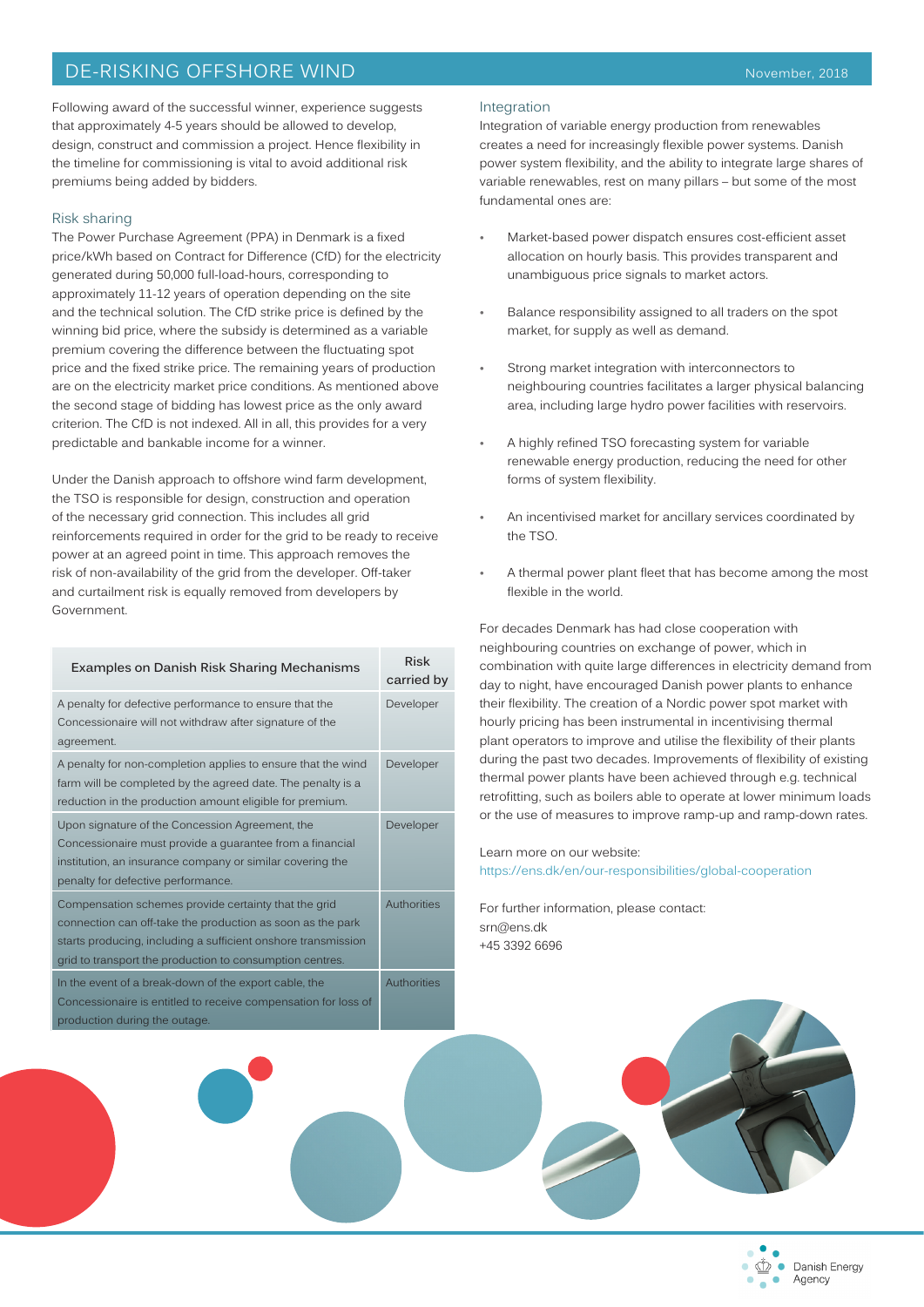Following award of the successful winner, experience suggests that approximately 4-5 years should be allowed to develop, design, construct and commission a project. Hence flexibility in the timeline for commissioning is vital to avoid additional risk premiums being added by bidders.

## Risk sharing

The Power Purchase Agreement (PPA) in Denmark is a fixed price/kWh based on Contract for Difference (CfD) for the electricity generated during 50,000 full-load-hours, corresponding to approximately 11-12 years of operation depending on the site and the technical solution. The CfD strike price is defined by the winning bid price, where the subsidy is determined as a variable premium covering the difference between the fluctuating spot price and the fixed strike price. The remaining years of production are on the electricity market price conditions. As mentioned above the second stage of bidding has lowest price as the only award criterion. The CfD is not indexed. All in all, this provides for a very predictable and bankable income for a winner.

Under the Danish approach to offshore wind farm development, the TSO is responsible for design, construction and operation of the necessary grid connection. This includes all grid reinforcements required in order for the grid to be ready to receive power at an agreed point in time. This approach removes the risk of non-availability of the grid from the developer. Off-taker and curtailment risk is equally removed from developers by Government.

| Examples on Danish Risk Sharing Mechanisms | Risk carried by |
|---|---|
| A penalty for defective performance to ensure that the Concessionaire will not withdraw after signature of the agreement. | Developer |
| A penalty for non-completion applies to ensure that the wind farm will be completed by the agreed date. The penalty is a reduction in the production amount eligible for premium. | Developer |
| Upon signature of the Concession Agreement, the Concessionaire must provide a guarantee from a financial institution, an insurance company or similar covering the penalty for defective performance. | Developer |
| Compensation schemes provide certainty that the grid connection can off-take the production as soon as the park starts producing, including a sufficient onshore transmission grid to transport the production to consumption centres. | Authorities |
| In the event of a break-down of the export cable, the Concessionaire is entitled to receive compensation for loss of production during the outage. | Authorities |

## Integration

Integration of variable energy production from renewables creates a need for increasingly flexible power systems. Danish power system flexibility, and the ability to integrate large shares of variable renewables, rest on many pillars – but some of the most fundamental ones are:

- Market-based power dispatch ensures cost-efficient asset allocation on hourly basis. This provides transparent and unambiguous price signals to market actors.
- Balance responsibility assigned to all traders on the spot market, for supply as well as demand.
- Strong market integration with interconnectors to neighbouring countries facilitates a larger physical balancing area, including large hydro power facilities with reservoirs.
- A highly refined TSO forecasting system for variable renewable energy production, reducing the need for other forms of system flexibility.
- An incentivised market for ancillary services coordinated by the TSO.
- A thermal power plant fleet that has become among the most flexible in the world.

For decades Denmark has had close cooperation with neighbouring countries on exchange of power, which in combination with quite large differences in electricity demand from day to night, have encouraged Danish power plants to enhance their flexibility. The creation of a Nordic power spot market with hourly pricing has been instrumental in incentivising thermal plant operators to improve and utilise the flexibility of their plants during the past two decades. Improvements of flexibility of existing thermal power plants have been achieved through e.g. technical retrofitting, such as boilers able to operate at lower minimum loads or the use of measures to improve ramp-up and ramp-down rates.

Learn more on our website:
https://ens.dk/en/our-responsibilities/global-cooperation

For further information, please contact:
srn@ens.dk
+45 3392 6696

Danish Energy Agency